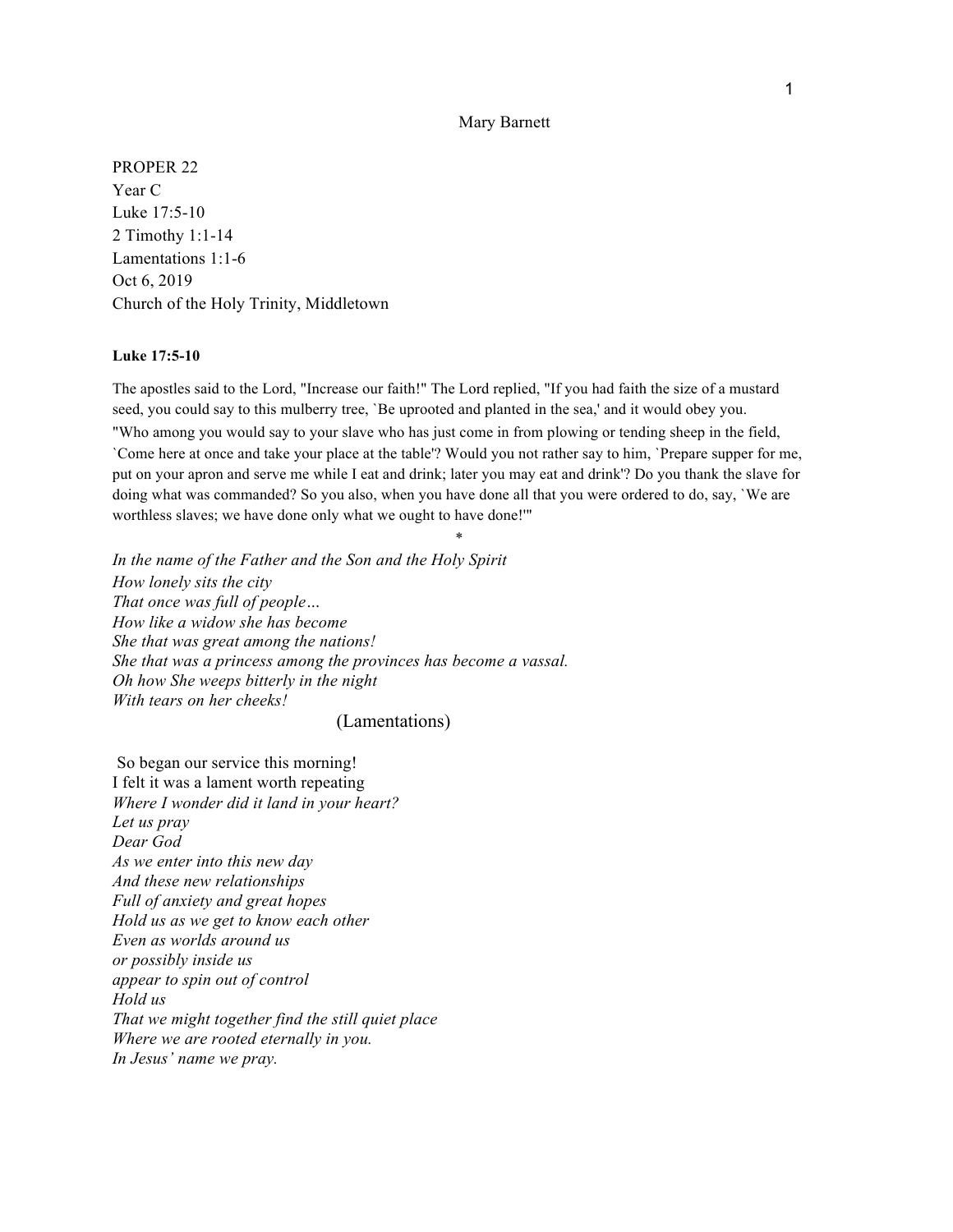Mary Barnett

PROPER 22  
Year C  
Luke 17:5-10  
2 Timothy 1:1-14  
Lamentations 1:1-6  
Oct 6, 2019  
Church of the Holy Trinity, Middletown

**Luke 17:5-10**

The apostles said to the Lord, "Increase our faith!" The Lord replied, "If you had faith the size of a mustard seed, you could say to this mulberry tree, `Be uprooted and planted in the sea,' and it would obey you.
"Who among you would say to your slave who has just come in from plowing or tending sheep in the field, `Come here at once and take your place at the table'? Would you not rather say to him, `Prepare supper for me, put on your apron and serve me while I eat and drink; later you may eat and drink'? Do you thank the slave for doing what was commanded? So you also, when you have done all that you were ordered to do, say, `We are worthless slaves; we have done only what we ought to have done!'"

*

*In the name of the Father and the Son and the Holy Spirit*  
*How lonely sits the city*  
*That once was full of people…*  
*How like a widow she has become*  
*She that was great among the nations!*  
*She that was a princess among the provinces has become a vassal.*  
*Oh how She weeps bitterly in the night*  
*With tears on her cheeks!*

(Lamentations)

So began our service this morning!  
I felt it was a lament worth repeating  
*Where I wonder did it land in your heart?*  
*Let us pray*  
*Dear God*  
*As we enter into this new day*  
*And these new relationships*  
*Full of anxiety and great hopes*  
*Hold us as we get to know each other*  
*Even as worlds around us*  
*or possibly inside us*  
*appear to spin out of control*  
*Hold us*  
*That we might together find the still quiet place*  
*Where we are rooted eternally in you.*  
*In Jesus' name we pray.*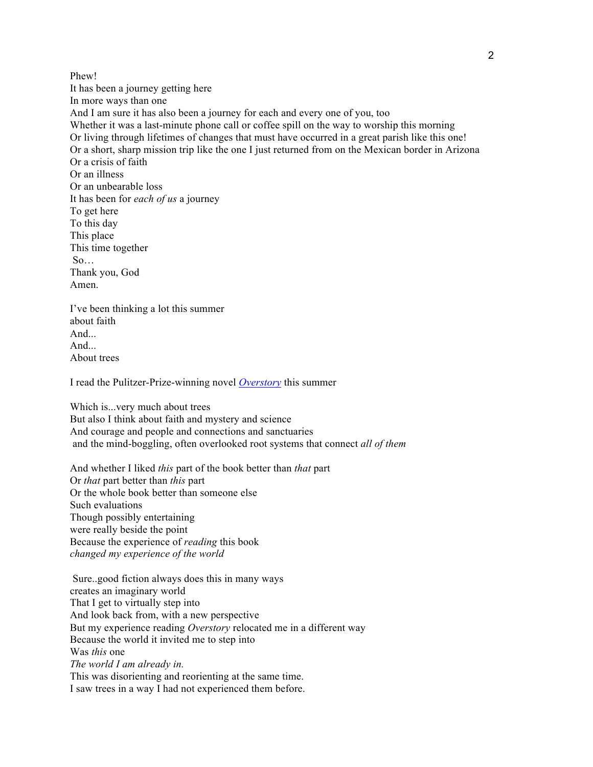Phew!
It has been a journey getting here
In more ways than one
And I am sure it has also been a journey for each and every one of you, too
Whether it was a last-minute phone call or coffee spill on the way to worship this morning
Or living through lifetimes of changes that must have occurred in a great parish like this one!
Or a short, sharp mission trip like the one I just returned from on the Mexican border in Arizona
Or a crisis of faith
Or an illness
Or an unbearable loss
It has been for *each of us* a journey
To get here
To this day
This place
This time together
So…
Thank you, God
Amen.

I've been thinking a lot this summer
about faith
And...
And...
About trees

I read the Pulitzer-Prize-winning novel *Overstory* this summer

Which is...very much about trees
But also I think about faith and mystery and science
And courage and people and connections and sanctuaries
and the mind-boggling, often overlooked root systems that connect *all of them*

And whether I liked *this* part of the book better than *that* part
Or *that* part better than *this* part
Or the whole book better than someone else
Such evaluations
Though possibly entertaining
were really beside the point
Because the experience of *reading* this book
*changed my experience of the world*

Sure..good fiction always does this in many ways
creates an imaginary world
That I get to virtually step into
And look back from, with a new perspective
But my experience reading *Overstory* relocated me in a different way
Because the world it invited me to step into
Was *this* one
*The world I am already in.*
This was disorienting and reorienting at the same time.
I saw trees in a way I had not experienced them before.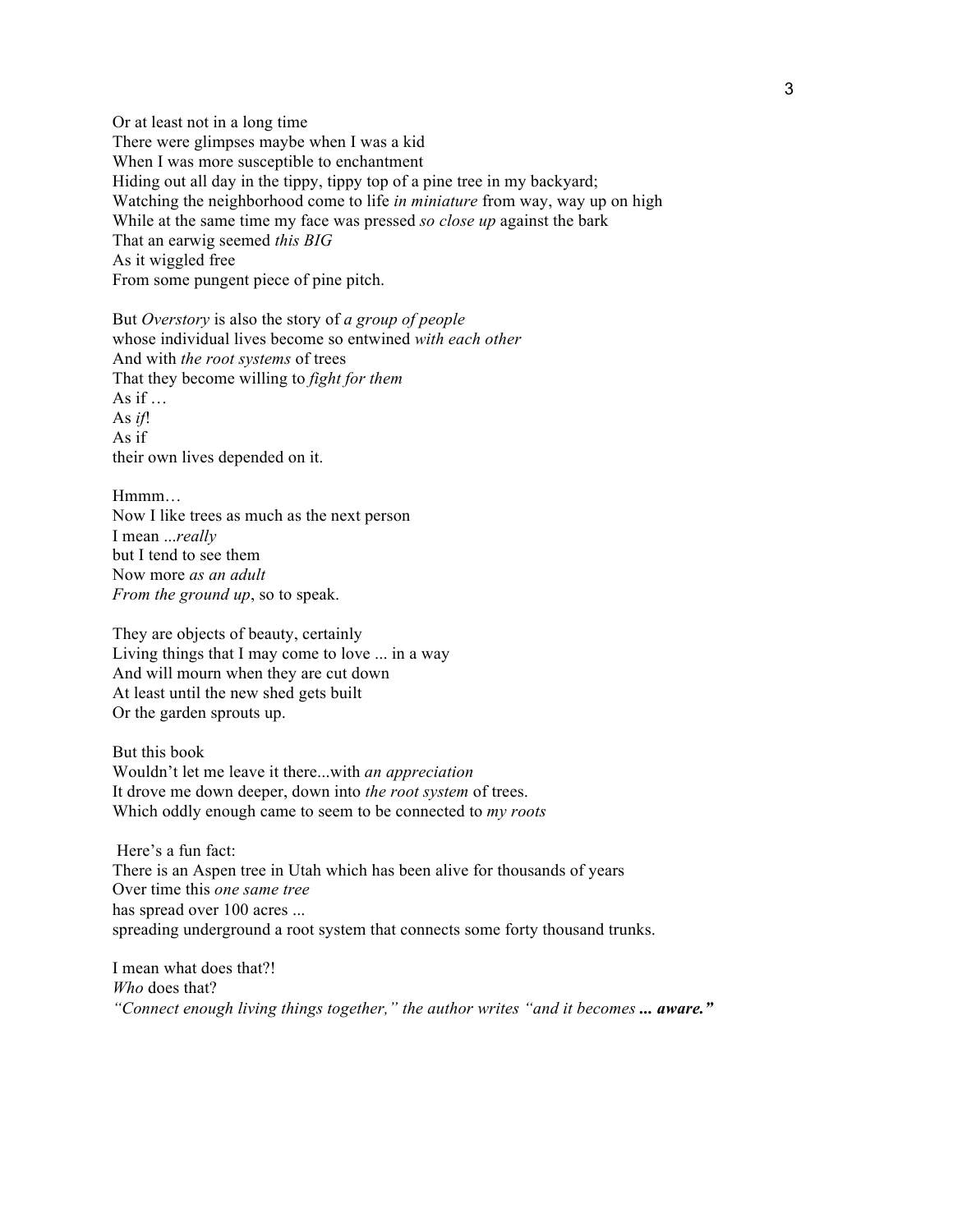Or at least not in a long time  
There were glimpses maybe when I was a kid  
When I was more susceptible to enchantment  
Hiding out all day in the tippy, tippy top of a pine tree in my backyard;  
Watching the neighborhood come to life *in miniature* from way, way up on high  
While at the same time my face was pressed *so close up* against the bark  
That an earwig seemed *this BIG*  
As it wiggled free  
From some pungent piece of pine pitch.

But *Overstory* is also the story of *a group of people*  
whose individual lives become so entwined *with each other*  
And with *the root systems* of trees  
That they become willing to *fight for them*  
As if …  
As *if*!  
As if  
their own lives depended on it.

Hmmm…  
Now I like trees as much as the next person  
I mean ...*really*  
but I tend to see them  
Now more *as an adult*  
*From the ground up*, so to speak.

They are objects of beauty, certainly  
Living things that I may come to love ... in a way  
And will mourn when they are cut down  
At least until the new shed gets built  
Or the garden sprouts up.

But this book  
Wouldn't let me leave it there...with *an appreciation*  
It drove me down deeper, down into *the root system* of trees.  
Which oddly enough came to seem to be connected to *my roots*

Here's a fun fact:  
There is an Aspen tree in Utah which has been alive for thousands of years  
Over time this *one same tree*  
has spread over 100 acres ...  
spreading underground a root system that connects some forty thousand trunks.

I mean what does that?!  
*Who* does that?  
*"Connect enough living things together," the author writes "and it becomes **... aware."***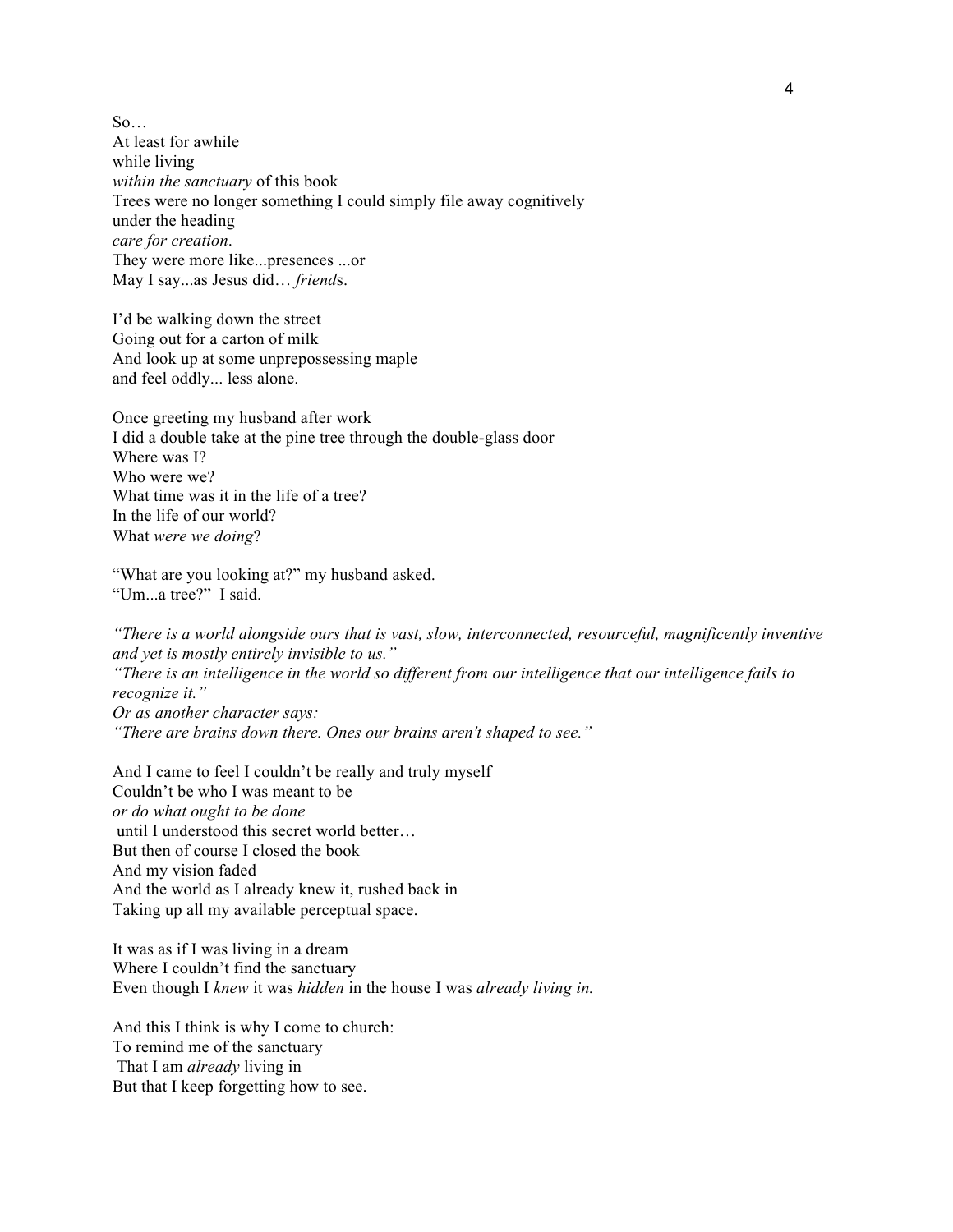So…
At least for awhile
while living
*within the sanctuary* of this book
Trees were no longer something I could simply file away cognitively
under the heading
*care for creation*.
They were more like...presences ...or
May I say...as Jesus did… *friend*s.

I'd be walking down the street
Going out for a carton of milk
And look up at some unprepossessing maple
and feel oddly... less alone.

Once greeting my husband after work
I did a double take at the pine tree through the double-glass door
Where was I?
Who were we?
What time was it in the life of a tree?
In the life of our world?
What *were we doing*?

"What are you looking at?" my husband asked.
"Um...a tree?" I said.

*"There is a world alongside ours that is vast, slow, interconnected, resourceful, magnificently inventive and yet is mostly entirely invisible to us."*
*"There is an intelligence in the world so different from our intelligence that our intelligence fails to recognize it."*
*Or as another character says:*
*"There are brains down there. Ones our brains aren't shaped to see."*

And I came to feel I couldn't be really and truly myself
Couldn't be who I was meant to be
*or do what ought to be done*
until I understood this secret world better…
But then of course I closed the book
And my vision faded
And the world as I already knew it, rushed back in
Taking up all my available perceptual space.

It was as if I was living in a dream
Where I couldn't find the sanctuary
Even though I *knew* it was *hidden* in the house I was *already living in.*

And this I think is why I come to church:
To remind me of the sanctuary
That I am *already* living in
But that I keep forgetting how to see.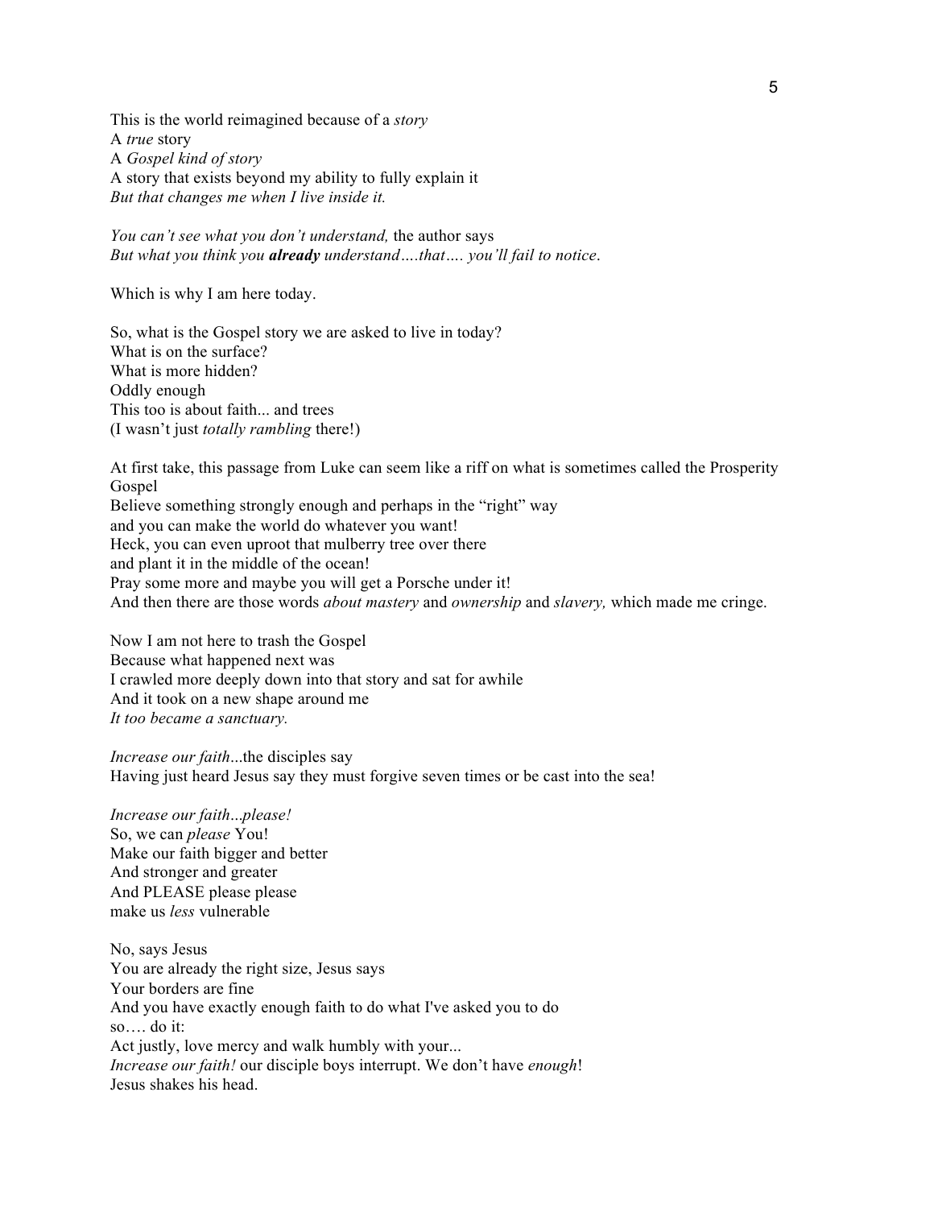This is the world reimagined because of a *story*
A *true* story
A *Gospel kind of story*
A story that exists beyond my ability to fully explain it
*But that changes me when I live inside it.*

*You can't see what you don't understand,* the author says
*But what you think you **already** understand….that…. you'll fail to notice*.

Which is why I am here today.

So, what is the Gospel story we are asked to live in today?
What is on the surface?
What is more hidden?
Oddly enough
This too is about faith... and trees
(I wasn't just *totally rambling* there!)

At first take, this passage from Luke can seem like a riff on what is sometimes called the Prosperity Gospel
Believe something strongly enough and perhaps in the "right" way
and you can make the world do whatever you want!
Heck, you can even uproot that mulberry tree over there
and plant it in the middle of the ocean!
Pray some more and maybe you will get a Porsche under it!
And then there are those words *about mastery* and *ownership* and *slavery,* which made me cringe.

Now I am not here to trash the Gospel
Because what happened next was
I crawled more deeply down into that story and sat for awhile
And it took on a new shape around me
*It too became a sanctuary.*

*Increase our faith*...the disciples say
Having just heard Jesus say they must forgive seven times or be cast into the sea!

*Increase our faith...please!*
So, we can *please* You!
Make our faith bigger and better
And stronger and greater
And PLEASE please please
make us *less* vulnerable

No, says Jesus
You are already the right size, Jesus says
Your borders are fine
And you have exactly enough faith to do what I've asked you to do
so…. do it:
Act justly, love mercy and walk humbly with your...
*Increase our faith!* our disciple boys interrupt. We don't have *enough*!
Jesus shakes his head.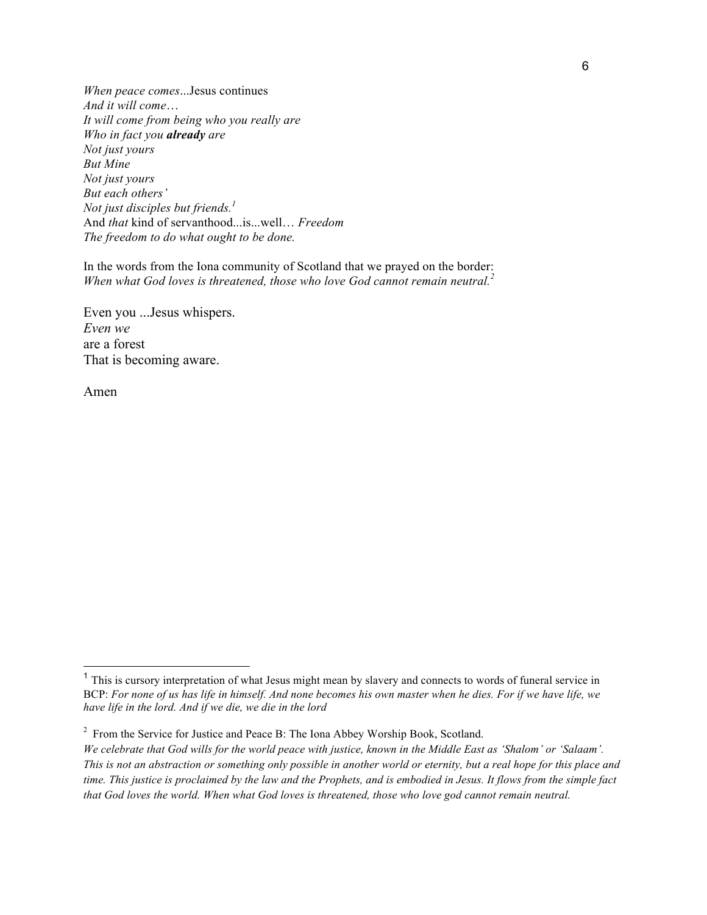*When peace comes*...Jesus continues  
*And it will come…*  
*It will come from being who you really are*  
*Who in fact you* ***already*** *are*  
*Not just yours*  
*But Mine*  
*Not just yours*  
*But each others'*  
*Not just disciples but friends.*[1]  
And *that* kind of servanthood...is...well… *Freedom*  
*The freedom to do what ought to be done.*

In the words from the Iona community of Scotland that we prayed on the border:  
*When what God loves is threatened, those who love God cannot remain neutral.*[2]

Even you ...Jesus whispers.  
*Even we*  
are a forest  
That is becoming aware.

Amen

---

[1] This is cursory interpretation of what Jesus might mean by slavery and connects to words of funeral service in BCP: *For none of us has life in himself. And none becomes his own master when he dies. For if we have life, we have life in the lord. And if we die, we die in the lord*

[2] From the Service for Justice and Peace B: The Iona Abbey Worship Book, Scotland.  
*We celebrate that God wills for the world peace with justice, known in the Middle East as 'Shalom' or 'Salaam'. This is not an abstraction or something only possible in another world or eternity, but a real hope for this place and time. This justice is proclaimed by the law and the Prophets, and is embodied in Jesus. It flows from the simple fact that God loves the world. When what God loves is threatened, those who love god cannot remain neutral.*